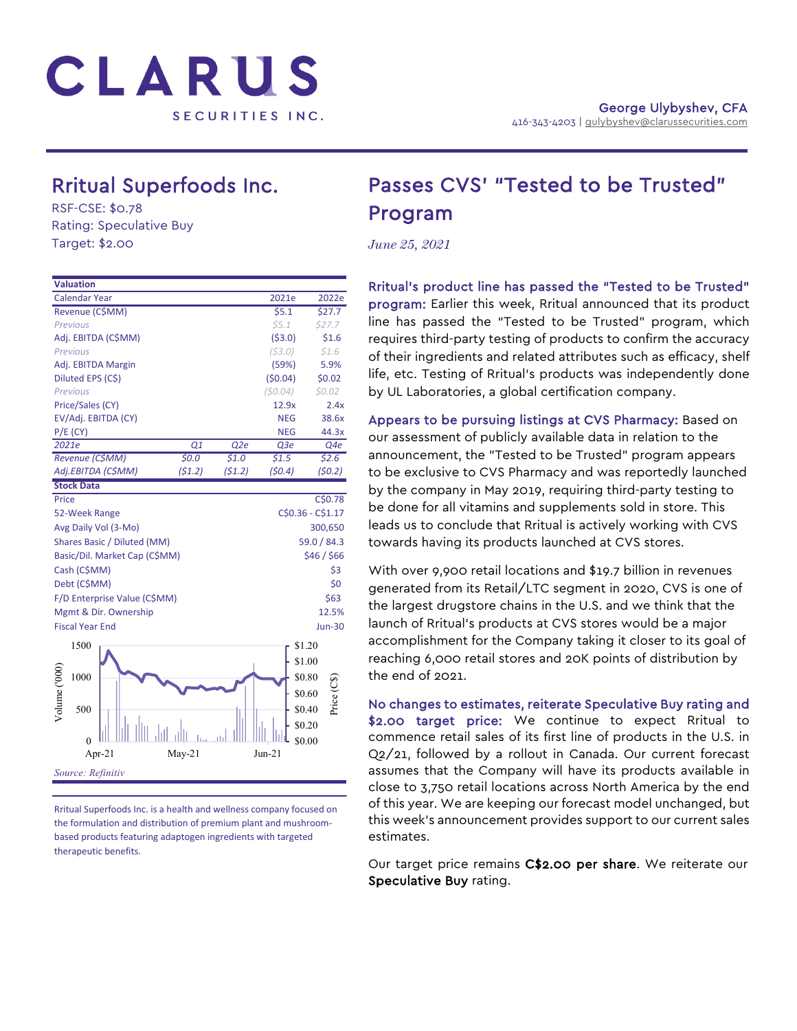# CLARUS SECURITIES INC.

George Ulybyshev, CFA
416-343-4203 | gulybyshev@clarussecurities.com

## Rritual Superfoods Inc.

RSF-CSE: $0.78
Rating: Speculative Buy
Target: $2.00

| Valuation | | | | |
|---|---|---|---|---|
| Calendar Year | | | 2021e | 2022e |
| Revenue (C$MM) | | | $5.1 | $27.7 |
| *Previous* | | | *$5.1* | *$27.7* |
| Adj. EBITDA (C$MM) | | | ($3.0) | $1.6 |
| *Previous* | | | *($3.0)* | *$1.6* |
| Adj. EBITDA Margin | | | (59%) | 5.9% |
| Diluted EPS (C$) | | | ($0.04) | $0.02 |
| *Previous* | | | *($0.04)* | *$0.02* |
| Price/Sales (CY) | | | 12.9x | 2.4x |
| EV/Adj. EBITDA (CY) | | | NEG | 38.6x |
| P/E (CY) | | | NEG | 44.3x |
| *2021e* | *Q1* | *Q2e* | *Q3e* | *Q4e* |
| *Revenue (C$MM)* | *$0.0* | *$1.0* | *$1.5* | *$2.6* |
| *Adj.EBITDA (C$MM)* | *($1.2)* | *($1.2)* | *($0.4)* | *($0.2)* |

| Stock Data | |
|---|---|
| Price | C$0.78 |
| 52-Week Range | C$0.36 - C$1.17 |
| Avg Daily Vol (3-Mo) | 300,650 |
| Shares Basic / Diluted (MM) | 59.0 / 84.3 |
| Basic/Dil. Market Cap (C$MM) | $46 / $66 |
| Cash (C$MM) | $3 |
| Debt (C$MM) | $0 |
| F/D Enterprise Value (C$MM) | $63 |
| Mgmt & Dir. Ownership | 12.5% |
| Fiscal Year End | Jun-30 |

*Source: Refinitiv*

Rritual Superfoods Inc. is a health and wellness company focused on the formulation and distribution of premium plant and mushroom-based products featuring adaptogen ingredients with targeted therapeutic benefits.

## Passes CVS' "Tested to be Trusted" Program

*June 25, 2021*

**Rritual's product line has passed the "Tested to be Trusted" program:** Earlier this week, Rritual announced that its product line has passed the "Tested to be Trusted" program, which requires third-party testing of products to confirm the accuracy of their ingredients and related attributes such as efficacy, shelf life, etc. Testing of Rritual's products was independently done by UL Laboratories, a global certification company.

**Appears to be pursuing listings at CVS Pharmacy:** Based on our assessment of publicly available data in relation to the announcement, the "Tested to be Trusted" program appears to be exclusive to CVS Pharmacy and was reportedly launched by the company in May 2019, requiring third-party testing to be done for all vitamins and supplements sold in store. This leads us to conclude that Rritual is actively working with CVS towards having its products launched at CVS stores.

With over 9,900 retail locations and $19.7 billion in revenues generated from its Retail/LTC segment in 2020, CVS is one of the largest drugstore chains in the U.S. and we think that the launch of Rritual's products at CVS stores would be a major accomplishment for the Company taking it closer to its goal of reaching 6,000 retail stores and 20K points of distribution by the end of 2021.

**No changes to estimates, reiterate Speculative Buy rating and $2.00 target price:** We continue to expect Rritual to commence retail sales of its first line of products in the U.S. in Q2/21, followed by a rollout in Canada. Our current forecast assumes that the Company will have its products available in close to 3,750 retail locations across North America by the end of this year. We are keeping our forecast model unchanged, but this week's announcement provides support to our current sales estimates.

Our target price remains **C$2.00 per share**. We reiterate our **Speculative Buy** rating.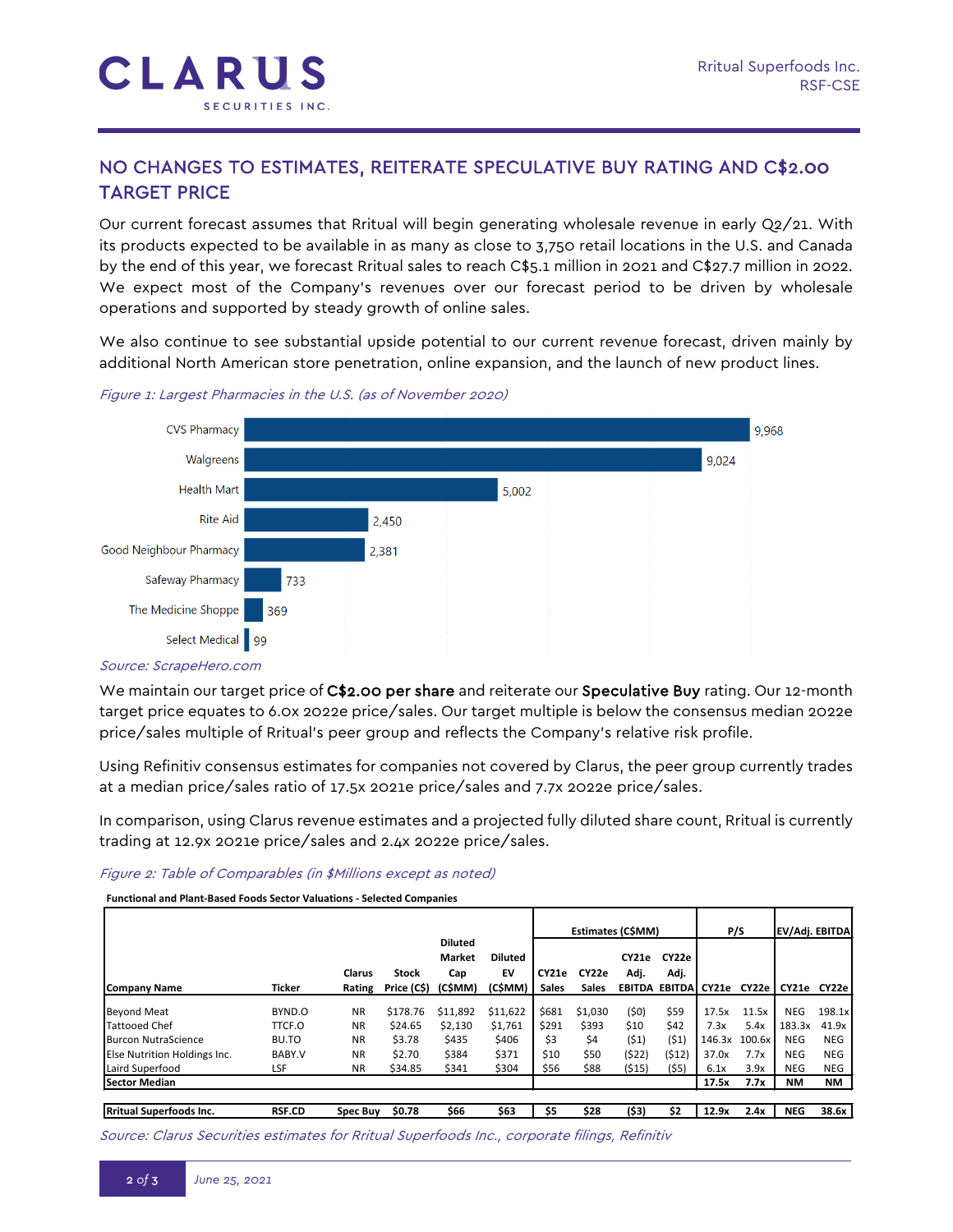## NO CHANGES TO ESTIMATES, REITERATE SPECULATIVE BUY RATING AND C$2.00 TARGET PRICE

Our current forecast assumes that Ritual will begin generating wholesale revenue in early Q2/21. With its products expected to be available in as many as close to 3,750 retail locations in the U.S. and Canada by the end of this year, we forecast Rritual sales to reach C$5.1 million in 2021 and C$27.7 million in 2022. We expect most of the Company's revenues over our forecast period to be driven by wholesale operations and supported by steady growth of online sales.

We also continue to see substantial upside potential to our current revenue forecast, driven mainly by additional North American store penetration, online expansion, and the launch of new product lines.

*Figure 1: Largest Pharmacies in the U.S. (as of November 2020)*

| Pharmacy | Locations |
|---|---|
| CVS Pharmacy | 9,968 |
| Walgreens | 9,024 |
| Health Mart | 5,002 |
| Rite Aid | 2,450 |
| Good Neighbour Pharmacy | 2,381 |
| Safeway Pharmacy | 733 |
| The Medicine Shoppe | 369 |
| Select Medical | 99 |

*Source: ScrapeHero.com*

We maintain our target price of **C$2.00 per share** and reiterate our **Speculative Buy** rating. Our 12-month target price equates to 6.0x 2022e price/sales. Our target multiple is below the consensus median 2022e price/sales multiple of Rritual's peer group and reflects the Company's relative risk profile.

Using Refinitiv consensus estimates for companies not covered by Clarus, the peer group currently trades at a median price/sales ratio of 17.5x 2021e price/sales and 7.7x 2022e price/sales.

In comparison, using Clarus revenue estimates and a projected fully diluted share count, Rritual is currently trading at 12.9x 2021e price/sales and 2.4x 2022e price/sales.

*Figure 2: Table of Comparables (in $Millions except as noted)*

**Functional and Plant-Based Foods Sector Valuations - Selected Companies**

| | | | | | | Estimates (C$MM) | | | | P/S | | EV/Adj. EBITDA | |
|---|---|---|---|---|---|---|---|---|---|---|---|---|---|
| Company Name | Ticker | Clarus Rating | Stock Price (C$) | Diluted Market Cap (C$MM) | Diluted EV (C$MM) | CY21e Sales | CY22e Sales | CY21e Adj. EBITDA | CY22e Adj. EBITDA | CY21e | CY22e | CY21e | CY22e |
| Beyond Meat | BYND.O | NR | $178.76 | $11,892 | $11,622 | $681 | $1,030 | ($0) | $59 | 17.5x | 11.5x | NEG | 198.1x |
| Tattooed Chef | TTCF.O | NR | $24.65 | $2,130 | $1,761 | $291 | $393 | $10 | $42 | 7.3x | 5.4x | 183.3x | 41.9x |
| Burcon NutraScience | BU.TO | NR | $3.78 | $435 | $406 | $3 | $4 | ($1) | ($1) | 146.3x | 100.6x | NEG | NEG |
| Else Nutrition Holdings Inc. | BABY.V | NR | $2.70 | $384 | $371 | $10 | $50 | ($22) | ($12) | 37.0x | 7.7x | NEG | NEG |
| Laird Superfood | LSF | NR | $34.85 | $341 | $304 | $56 | $88 | ($15) | ($5) | 6.1x | 3.9x | NEG | NEG |
| **Sector Median** | | | | | | | | | | **17.5x** | **7.7x** | **NM** | **NM** |
| **Rritual Superfoods Inc.** | **RSF.CD** | **Spec Buy** | **$0.78** | **$66** | **$63** | **$5** | **$28** | **($3)** | **$2** | **12.9x** | **2.4x** | **NEG** | **38.6x** |

*Source: Clarus Securities estimates for Rritual Superfoods Inc., corporate filings, Refinitiv*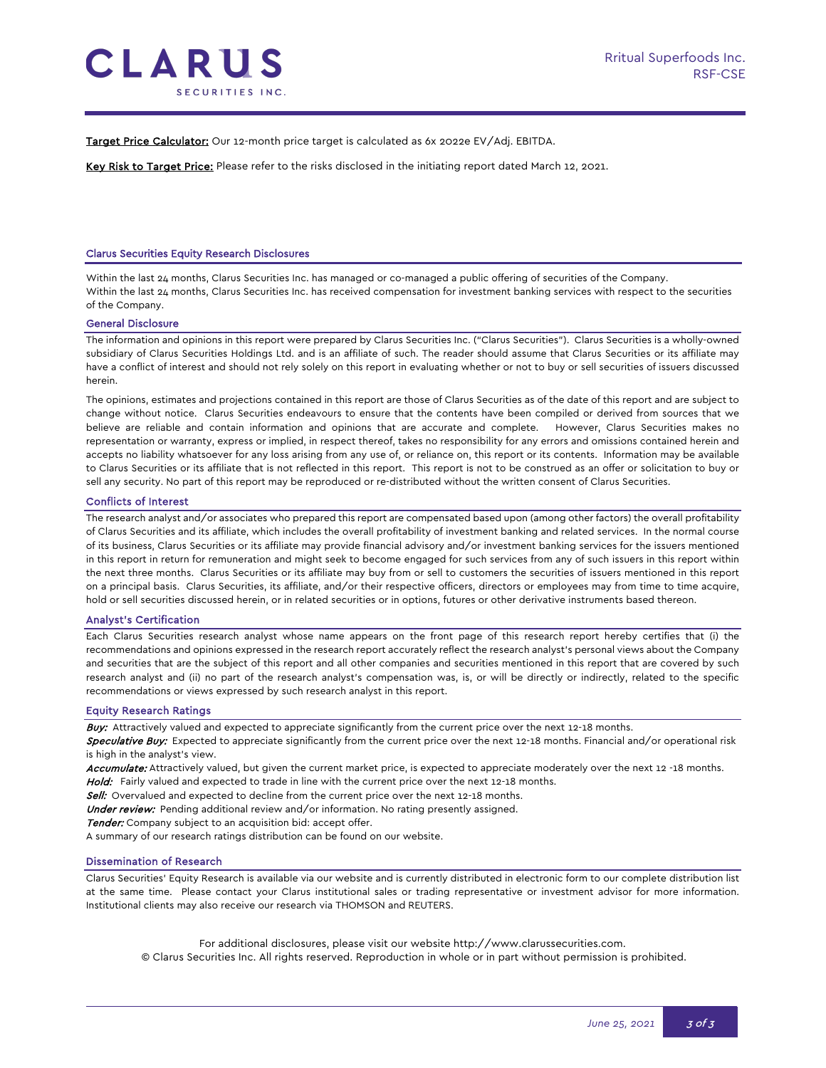**Target Price Calculator:** Our 12-month price target is calculated as 6x 2022e EV/Adj. EBITDA.

**Key Risk to Target Price:** Please refer to the risks disclosed in the initiating report dated March 12, 2021.

## Clarus Securities Equity Research Disclosures

Within the last 24 months, Clarus Securities Inc. has managed or co-managed a public offering of securities of the Company.
Within the last 24 months, Clarus Securities Inc. has received compensation for investment banking services with respect to the securities of the Company.

### General Disclosure

The information and opinions in this report were prepared by Clarus Securities Inc. ("Clarus Securities"). Clarus Securities is a wholly-owned subsidiary of Clarus Securities Holdings Ltd. and is an affiliate of such. The reader should assume that Clarus Securities or its affiliate may have a conflict of interest and should not rely solely on this report in evaluating whether or not to buy or sell securities of issuers discussed herein.

The opinions, estimates and projections contained in this report are those of Clarus Securities as of the date of this report and are subject to change without notice. Clarus Securities endeavours to ensure that the contents have been compiled or derived from sources that we believe are reliable and contain information and opinions that are accurate and complete. However, Clarus Securities makes no representation or warranty, express or implied, in respect thereof, takes no responsibility for any errors and omissions contained herein and accepts no liability whatsoever for any loss arising from any use of, or reliance on, this report or its contents. Information may be available to Clarus Securities or its affiliate that is not reflected in this report. This report is not to be construed as an offer or solicitation to buy or sell any security. No part of this report may be reproduced or re-distributed without the written consent of Clarus Securities.

### Conflicts of Interest

The research analyst and/or associates who prepared this report are compensated based upon (among other factors) the overall profitability of Clarus Securities and its affiliate, which includes the overall profitability of investment banking and related services. In the normal course of its business, Clarus Securities or its affiliate may provide financial advisory and/or investment banking services for the issuers mentioned in this report in return for remuneration and might seek to become engaged for such services from any of such issuers in this report within the next three months. Clarus Securities or its affiliate may buy from or sell to customers the securities of issuers mentioned in this report on a principal basis. Clarus Securities, its affiliate, and/or their respective officers, directors or employees may from time to time acquire, hold or sell securities discussed herein, or in related securities or in options, futures or other derivative instruments based thereon.

### Analyst's Certification

Each Clarus Securities research analyst whose name appears on the front page of this research report hereby certifies that (i) the recommendations and opinions expressed in the research report accurately reflect the research analyst's personal views about the Company and securities that are the subject of this report and all other companies and securities mentioned in this report that are covered by such research analyst and (ii) no part of the research analyst's compensation was, is, or will be directly or indirectly, related to the specific recommendations or views expressed by such research analyst in this report.

### Equity Research Ratings

***Buy:*** Attractively valued and expected to appreciate significantly from the current price over the next 12-18 months.
***Speculative Buy:*** Expected to appreciate significantly from the current price over the next 12-18 months. Financial and/or operational risk is high in the analyst's view.
***Accumulate:*** Attractively valued, but given the current market price, is expected to appreciate moderately over the next 12 -18 months.
***Hold:*** Fairly valued and expected to trade in line with the current price over the next 12-18 months.
***Sell:*** Overvalued and expected to decline from the current price over the next 12-18 months.
***Under review:*** Pending additional review and/or information. No rating presently assigned.
***Tender:*** Company subject to an acquisition bid: accept offer.
A summary of our research ratings distribution can be found on our website.

### Dissemination of Research

Clarus Securities' Equity Research is available via our website and is currently distributed in electronic form to our complete distribution list at the same time. Please contact your Clarus institutional sales or trading representative or investment advisor for more information. Institutional clients may also receive our research via THOMSON and REUTERS.

For additional disclosures, please visit our website http://www.clarussecurities.com.
© Clarus Securities Inc. All rights reserved. Reproduction in whole or in part without permission is prohibited.